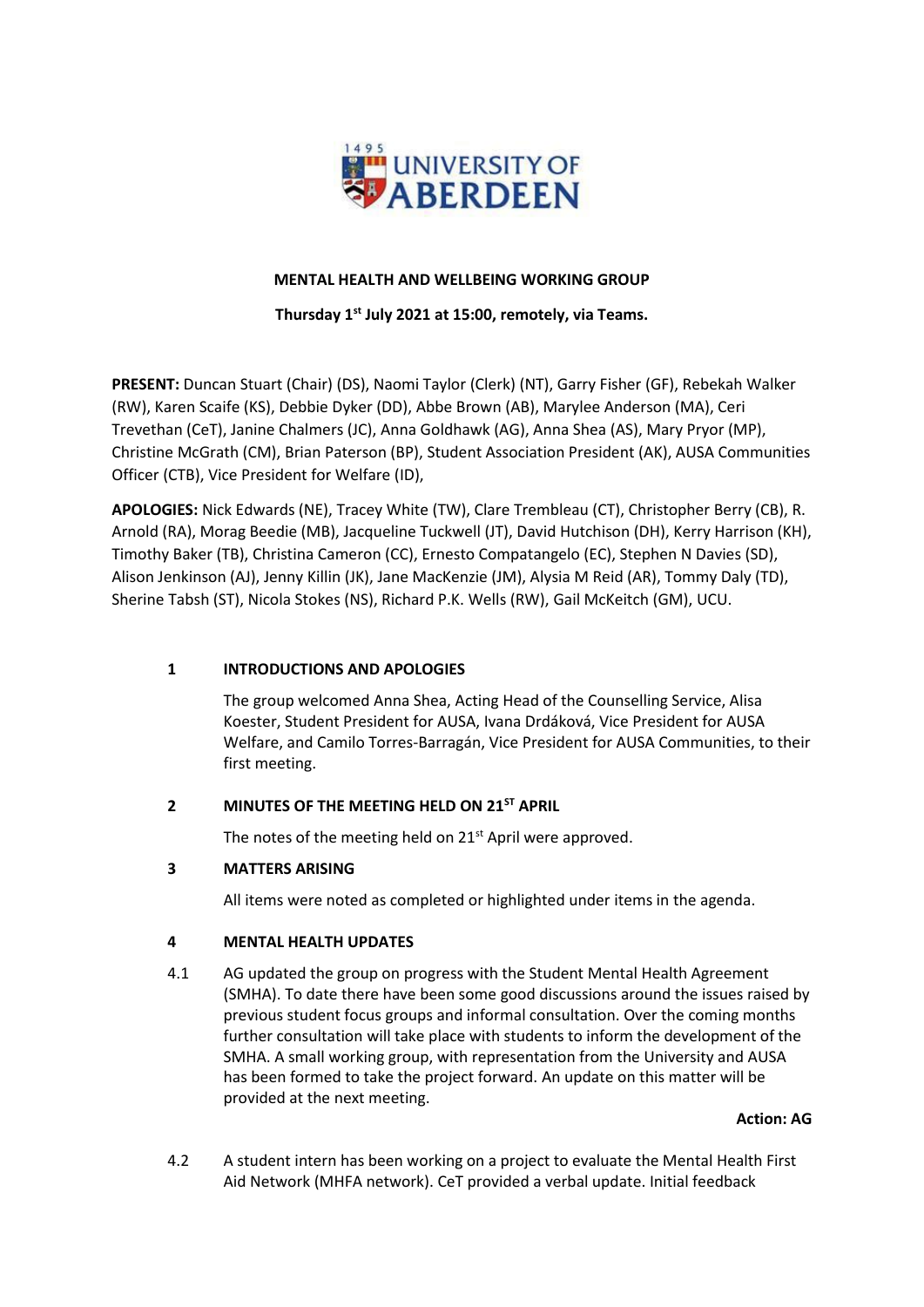**MENTAL HEALTH AND WELLBEING WORKING GROUP**

**Thursday 1st July 2021 at 15:00, remotely, via Teams.**

**PRESENT:** Duncan Stuart (Chair) (DS), Naomi Taylor (Clerk) (NT), Garry Fisher (GF), Rebekah Walker (RW), Karen Scaife (KS), Debbie Dyker (DD), Abbe Brown (AB), Marylee Anderson (MA), Ceri Trevethan (CeT), Janine Chalmers (JC), Anna Goldhawk (AG), Anna Shea (AS), Mary Pryor (MP), Christine McGrath (CM), Brian Paterson (BP), Student Association President (AK), AUSA Communities Officer (CTB), Vice President for Welfare (ID),

**APOLOGIES:** Nick Edwards (NE), Tracey White (TW), Clare Trembleau (CT), Christopher Berry (CB), R. Arnold (RA), Morag Beedie (MB), Jacqueline Tuckwell (JT), David Hutchison (DH), Kerry Harrison (KH), Timothy Baker (TB), Christina Cameron (CC), Ernesto Compatangelo (EC), Stephen N Davies (SD), Alison Jenkinson (AJ), Jenny Killin (JK), Jane MacKenzie (JM), Alysia M Reid (AR), Tommy Daly (TD), Sherine Tabsh (ST), Nicola Stokes (NS), Richard P.K. Wells (RW), Gail McKeitch (GM), UCU.

## 1 INTRODUCTIONS AND APOLOGIES

The group welcomed Anna Shea, Acting Head of the Counselling Service, Alisa Koester, Student President for AUSA, Ivana Drdáková, Vice President for AUSA Welfare, and Camilo Torres-Barragán, Vice President for AUSA Communities, to their first meeting.

## 2 MINUTES OF THE MEETING HELD ON 21ST APRIL

The notes of the meeting held on 21st April were approved.

## 3 MATTERS ARISING

All items were noted as completed or highlighted under items in the agenda.

## 4 MENTAL HEALTH UPDATES

4.1 AG updated the group on progress with the Student Mental Health Agreement (SMHA). To date there have been some good discussions around the issues raised by previous student focus groups and informal consultation. Over the coming months further consultation will take place with students to inform the development of the SMHA. A small working group, with representation from the University and AUSA has been formed to take the project forward. An update on this matter will be provided at the next meeting.

**Action: AG**

4.2 A student intern has been working on a project to evaluate the Mental Health First Aid Network (MHFA network). CeT provided a verbal update. Initial feedback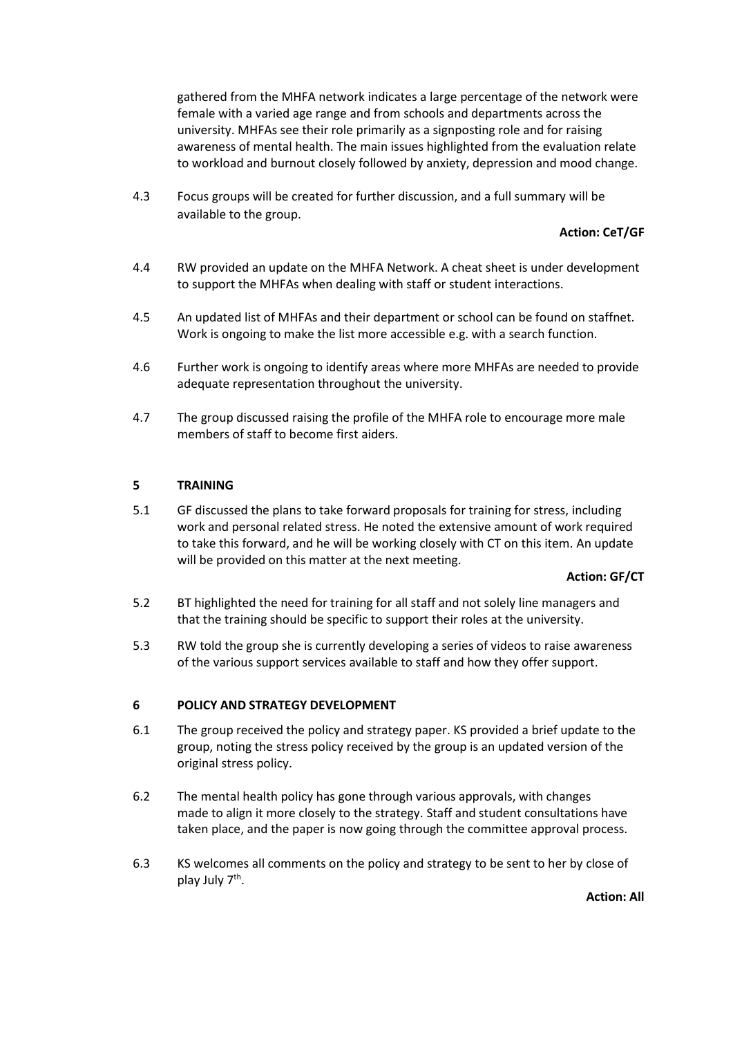gathered from the MHFA network indicates a large percentage of the network were female with a varied age range and from schools and departments across the university. MHFAs see their role primarily as a signposting role and for raising awareness of mental health. The main issues highlighted from the evaluation relate to workload and burnout closely followed by anxiety, depression and mood change.

4.3 Focus groups will be created for further discussion, and a full summary will be available to the group.

**Action: CeT/GF**

4.4 RW provided an update on the MHFA Network. A cheat sheet is under development to support the MHFAs when dealing with staff or student interactions.

4.5 An updated list of MHFAs and their department or school can be found on staffnet. Work is ongoing to make the list more accessible e.g. with a search function.

4.6 Further work is ongoing to identify areas where more MHFAs are needed to provide adequate representation throughout the university.

4.7 The group discussed raising the profile of the MHFA role to encourage more male members of staff to become first aiders.

## 5 TRAINING

5.1 GF discussed the plans to take forward proposals for training for stress, including work and personal related stress. He noted the extensive amount of work required to take this forward, and he will be working closely with CT on this item. An update will be provided on this matter at the next meeting.

**Action: GF/CT**

5.2 BT highlighted the need for training for all staff and not solely line managers and that the training should be specific to support their roles at the university.

5.3 RW told the group she is currently developing a series of videos to raise awareness of the various support services available to staff and how they offer support.

## 6 POLICY AND STRATEGY DEVELOPMENT

6.1 The group received the policy and strategy paper. KS provided a brief update to the group, noting the stress policy received by the group is an updated version of the original stress policy.

6.2 The mental health policy has gone through various approvals, with changes made to align it more closely to the strategy. Staff and student consultations have taken place, and the paper is now going through the committee approval process.

6.3 KS welcomes all comments on the policy and strategy to be sent to her by close of play July 7th.

**Action: All**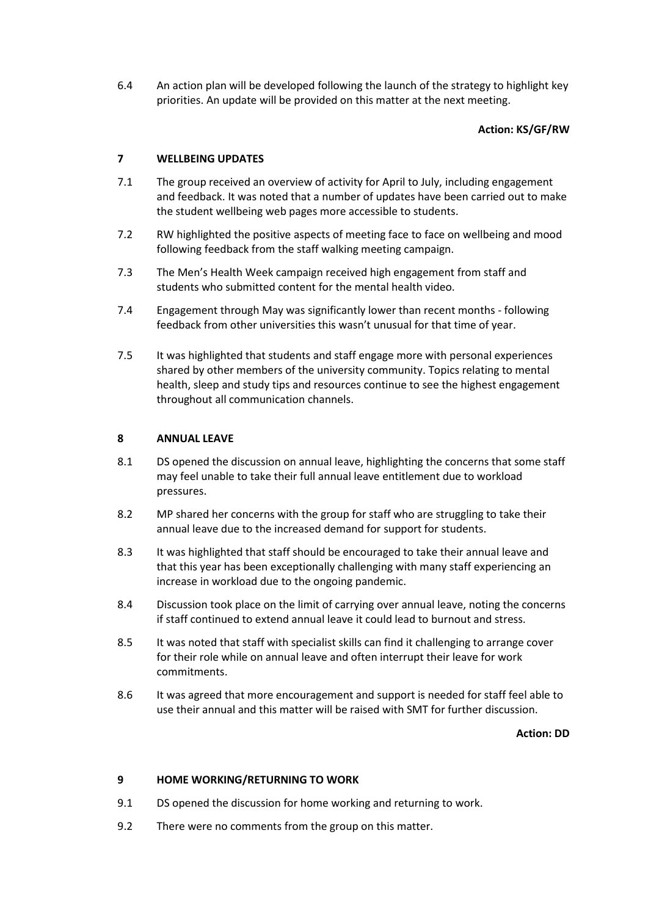6.4 An action plan will be developed following the launch of the strategy to highlight key priorities. An update will be provided on this matter at the next meeting.

**Action: KS/GF/RW**

## 7 WELLBEING UPDATES

7.1 The group received an overview of activity for April to July, including engagement and feedback. It was noted that a number of updates have been carried out to make the student wellbeing web pages more accessible to students.

7.2 RW highlighted the positive aspects of meeting face to face on wellbeing and mood following feedback from the staff walking meeting campaign.

7.3 The Men's Health Week campaign received high engagement from staff and students who submitted content for the mental health video.

7.4 Engagement through May was significantly lower than recent months - following feedback from other universities this wasn't unusual for that time of year.

7.5 It was highlighted that students and staff engage more with personal experiences shared by other members of the university community. Topics relating to mental health, sleep and study tips and resources continue to see the highest engagement throughout all communication channels.

## 8 ANNUAL LEAVE

8.1 DS opened the discussion on annual leave, highlighting the concerns that some staff may feel unable to take their full annual leave entitlement due to workload pressures.

8.2 MP shared her concerns with the group for staff who are struggling to take their annual leave due to the increased demand for support for students.

8.3 It was highlighted that staff should be encouraged to take their annual leave and that this year has been exceptionally challenging with many staff experiencing an increase in workload due to the ongoing pandemic.

8.4 Discussion took place on the limit of carrying over annual leave, noting the concerns if staff continued to extend annual leave it could lead to burnout and stress.

8.5 It was noted that staff with specialist skills can find it challenging to arrange cover for their role while on annual leave and often interrupt their leave for work commitments.

8.6 It was agreed that more encouragement and support is needed for staff feel able to use their annual and this matter will be raised with SMT for further discussion.

**Action: DD**

## 9 HOME WORKING/RETURNING TO WORK

9.1 DS opened the discussion for home working and returning to work.

9.2 There were no comments from the group on this matter.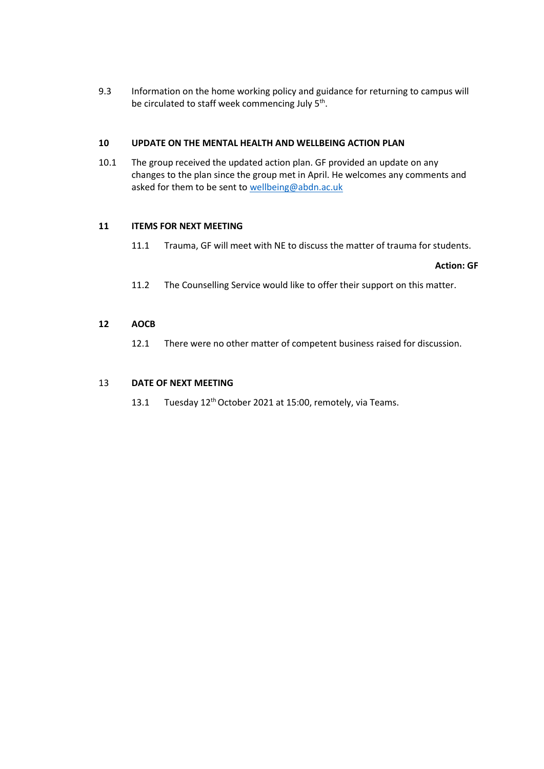9.3 Information on the home working policy and guidance for returning to campus will be circulated to staff week commencing July 5th.

## 10 UPDATE ON THE MENTAL HEALTH AND WELLBEING ACTION PLAN

10.1 The group received the updated action plan. GF provided an update on any changes to the plan since the group met in April. He welcomes any comments and asked for them to be sent to [wellbeing@abdn.ac.uk](mailto:wellbeing@abdn.ac.uk)

## 11 ITEMS FOR NEXT MEETING

11.1 Trauma, GF will meet with NE to discuss the matter of trauma for students.

**Action: GF**

11.2 The Counselling Service would like to offer their support on this matter.

## 12 AOCB

12.1 There were no other matter of competent business raised for discussion.

## 13 DATE OF NEXT MEETING

13.1 Tuesday 12th October 2021 at 15:00, remotely, via Teams.